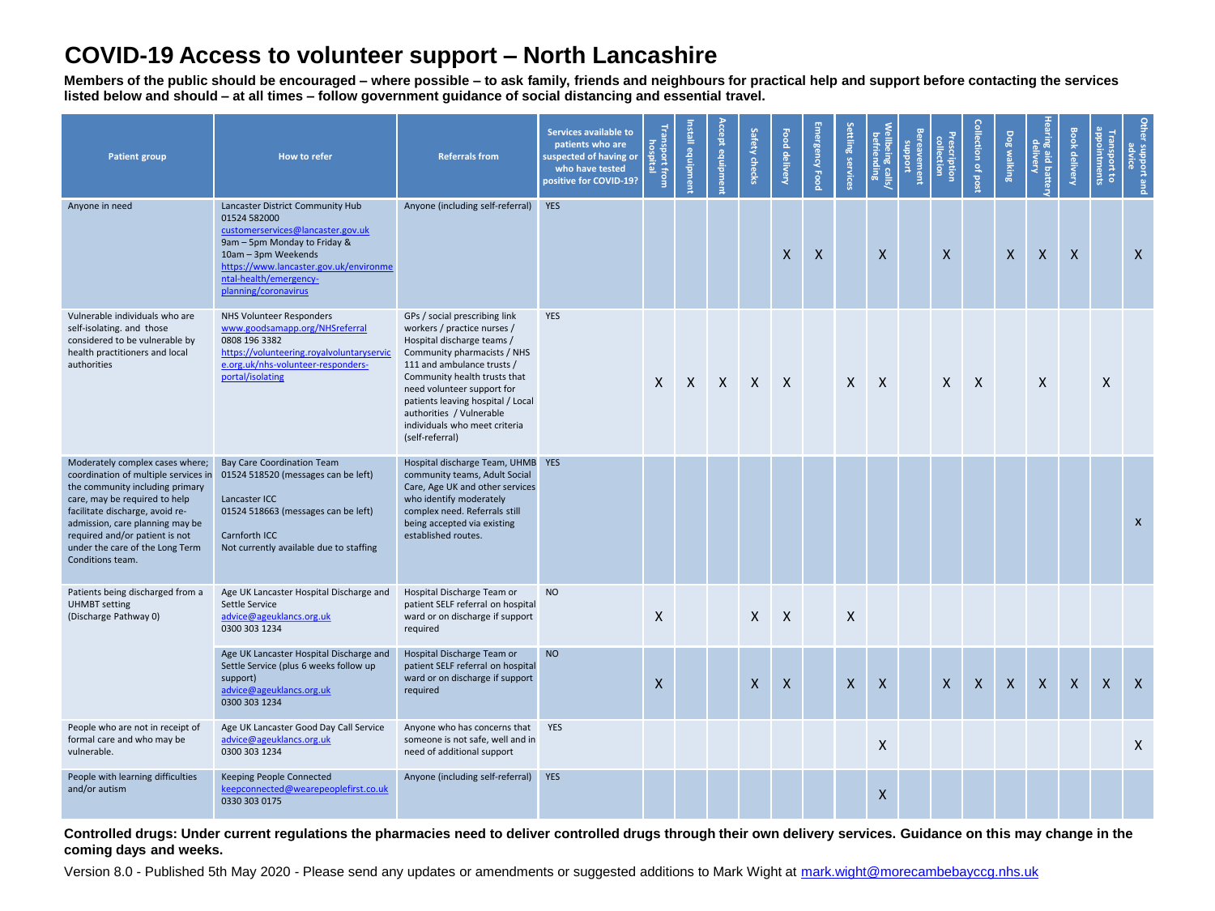# COVID-19 Access to volunteer support – North Lancashire

**Members of the public should be encouraged – where possible – to ask family, friends and neighbours for practical help and support before contacting the services listed below and should – at all times – follow government guidance of social distancing and essential travel.**

| Patient group | How to refer | Referrals from | Services available to patients who are suspected of having or who have tested positive for COVID-19? | Transport from hospital | Install equipment | Accept equipment | Safety checks | Food delivery | Emergency Food | Settling services | Wellbeing calls/ befriending | Bereavement support | Prescription collection | Collection of post | Dog walking | Hearing aid battery delivery | Book delivery | Transport to appointments | Other support and advice |
|---|---|---|---|---|---|---|---|---|---|---|---|---|---|---|---|---|---|---|---|
| Anyone in need | Lancaster District Community Hub<br>01524 582000<br>customerservices@lancaster.gov.uk<br>9am – 5pm Monday to Friday &<br>10am – 3pm Weekends<br>https://www.lancaster.gov.uk/environmental-health/emergency-planning/coronavirus | Anyone (including self-referral) | YES | | | | | X | X | | X | | X | | X | X | X | | X |
| Vulnerable individuals who are self-isolating. and those considered to be vulnerable by health practitioners and local authorities | NHS Volunteer Responders<br>www.goodsamapp.org/NHSreferral<br>0808 196 3382<br>https://volunteering.royalvoluntaryservice.org.uk/nhs-volunteer-responders-portal/isolating | GPs / social prescribing link workers / practice nurses / Hospital discharge teams / Community pharmacists / NHS 111 and ambulance trusts / Community health trusts that need volunteer support for patients leaving hospital / Local authorities / Vulnerable individuals who meet criteria (self-referral) | YES | X | X | X | X | X | | X | X | | X | X | | X | | X | |
| Moderately complex cases where; coordination of multiple services in the community including primary care, may be required to help facilitate discharge, avoid re-admission, care planning may be required and/or patient is not under the care of the Long Term Conditions team. | Bay Care Coordination Team<br>01524 518520 (messages can be left)<br><br>Lancaster ICC<br>01524 518663 (messages can be left)<br><br>Carnforth ICC<br>Not currently available due to staffing | Hospital discharge team, UHMB community teams, Adult Social Care, Age UK and other services who identify moderately complex need. Referrals still being accepted via existing established routes. | YES | | | | | | | | | | | | | | | | x |
| Patients being discharged from a UHMBT setting<br>(Discharge Pathway 0) | Age UK Lancaster Hospital Discharge and Settle Service<br>advice@ageuklancs.org.uk<br>0300 303 1234 | Hospital Discharge Team or patient SELF referral on hospital ward or on discharge if support required | NO | X | | | X | X | | X | | | | | | | | | |
| | Age UK Lancaster Hospital Discharge and Settle Service (plus 6 weeks follow up support)<br>advice@ageuklancs.org.uk<br>0300 303 1234 | Hospital Discharge Team or patient SELF referral on hospital ward or on discharge if support required | NO | X | | | X | X | | X | X | | X | X | X | X | X | X | X |
| People who are not in receipt of formal care and who may be vulnerable. | Age UK Lancaster Good Day Call Service<br>advice@ageuklancs.org.uk<br>0300 303 1234 | Anyone who has concerns that someone is not safe, well and in need of additional support | YES | | | | | | | | X | | | | | | | | X |
| People with learning difficulties and/or autism | Keeping People Connected<br>keepconnected@wearepeoplefirst.co.uk<br>0330 303 0175 | Anyone (including self-referral) | YES | | | | | | | | X | | | | | | | | |

**Controlled drugs: Under current regulations the pharmacies need to deliver controlled drugs through their own delivery services. Guidance on this may change in the coming days and weeks.**

Version 8.0 - Published 5th May 2020 - Please send any updates or amendments or suggested additions to Mark Wight at mark.wight@morecambebayccg.nhs.uk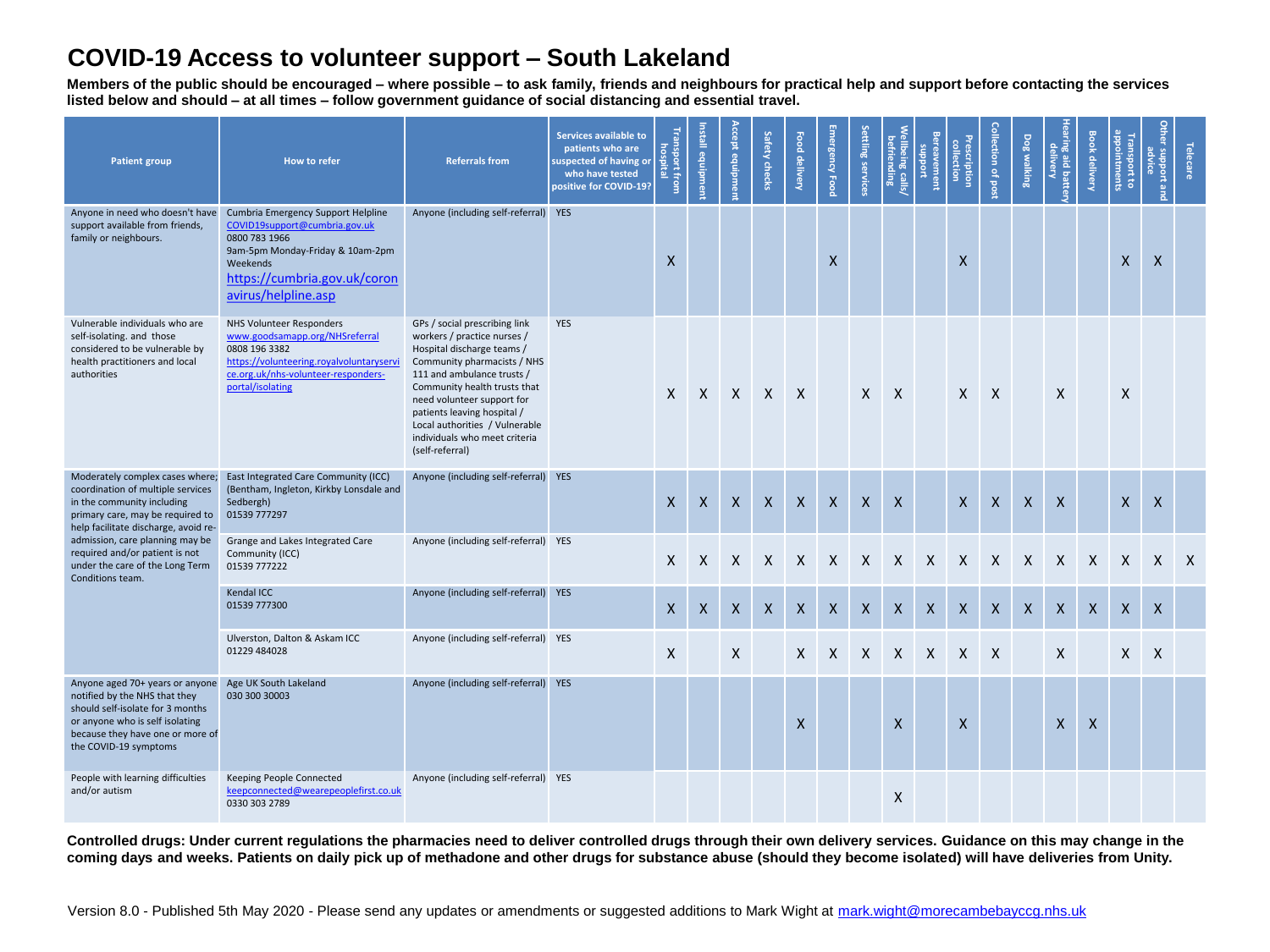# COVID-19 Access to volunteer support – South Lakeland

**Members of the public should be encouraged – where possible – to ask family, friends and neighbours for practical help and support before contacting the services listed below and should – at all times – follow government guidance of social distancing and essential travel.**

| Patient group | How to refer | Referrals from | Services available to patients who are suspected of having or who have tested positive for COVID-19? | Transport from hospital | Install equipment | Accept equipment | Safety checks | Food delivery | Emergency Food | Settling services | Wellbeing calls/ befriending | Bereavement support | Prescription collection | Collection of post | Dog walking | Hearing aid battery delivery | Book delivery | Transport to appointments | Other support and advice | Telecare |
|---|---|---|---|---|---|---|---|---|---|---|---|---|---|---|---|---|---|---|---|---|
| Anyone in need who doesn't have support available from friends, family or neighbours. | Cumbria Emergency Support Helpline<br>COVID19support@cumbria.gov.uk<br>0800 783 1966<br>9am-5pm Monday-Friday & 10am-2pm Weekends<br>https://cumbria.gov.uk/coronavirus/helpline.asp | Anyone (including self-referral) | YES | X | | | | | X | | | | X | | | | | X | X | |
| Vulnerable individuals who are self-isolating. and those considered to be vulnerable by health practitioners and local authorities | NHS Volunteer Responders<br>www.goodsamapp.org/NHSreferral<br>0808 196 3382<br>https://volunteering.royalvoluntaryservice.org.uk/nhs-volunteer-responders-portal/isolating | GPs / social prescribing link workers / practice nurses / Hospital discharge teams / Community pharmacists / NHS 111 and ambulance trusts / Community health trusts that need volunteer support for patients leaving hospital / Local authorities / Vulnerable individuals who meet criteria (self-referral) | YES | X | X | X | X | X | | X | X | | X | X | | X | | X | | |
| Moderately complex cases where; coordination of multiple services in the community including primary care, may be required to help facilitate discharge, avoid re-admission, care planning may be required and/or patient is not under the care of the Long Term Conditions team. | East Integrated Care Community (ICC) (Bentham, Ingleton, Kirkby Lonsdale and Sedbergh)<br>01539 777297 | Anyone (including self-referral) | YES | X | X | X | X | X | X | X | X | | X | X | X | X | | X | X | |
| | Grange and Lakes Integrated Care Community (ICC)<br>01539 777222 | Anyone (including self-referral) | YES | X | X | X | X | X | X | X | X | X | X | X | X | X | X | X | X | X |
| | Kendal ICC<br>01539 777300 | Anyone (including self-referral) | YES | X | X | X | X | X | X | X | X | X | X | X | X | X | X | X | X | |
| | Ulverston, Dalton & Askam ICC<br>01229 484028 | Anyone (including self-referral) | YES | X | | X | | X | X | X | X | X | X | X | | X | | X | X | |
| Anyone aged 70+ years or anyone notified by the NHS that they should self-isolate for 3 months or anyone who is self isolating because they have one or more of the COVID-19 symptoms | Age UK South Lakeland<br>030 300 30003 | Anyone (including self-referral) | YES | | | | | X | | | X | | X | | | X | X | | | |
| People with learning difficulties and/or autism | Keeping People Connected<br>keepconnected@wearepeoplefirst.co.uk<br>0330 303 2789 | Anyone (including self-referral) | YES | | | | | | | | X | | | | | | | | | |

**Controlled drugs: Under current regulations the pharmacies need to deliver controlled drugs through their own delivery services. Guidance on this may change in the coming days and weeks. Patients on daily pick up of methadone and other drugs for substance abuse (should they become isolated) will have deliveries from Unity.**

Version 8.0 - Published 5th May 2020 - Please send any updates or amendments or suggested additions to Mark Wight at mark.wight@morecambebayccg.nhs.uk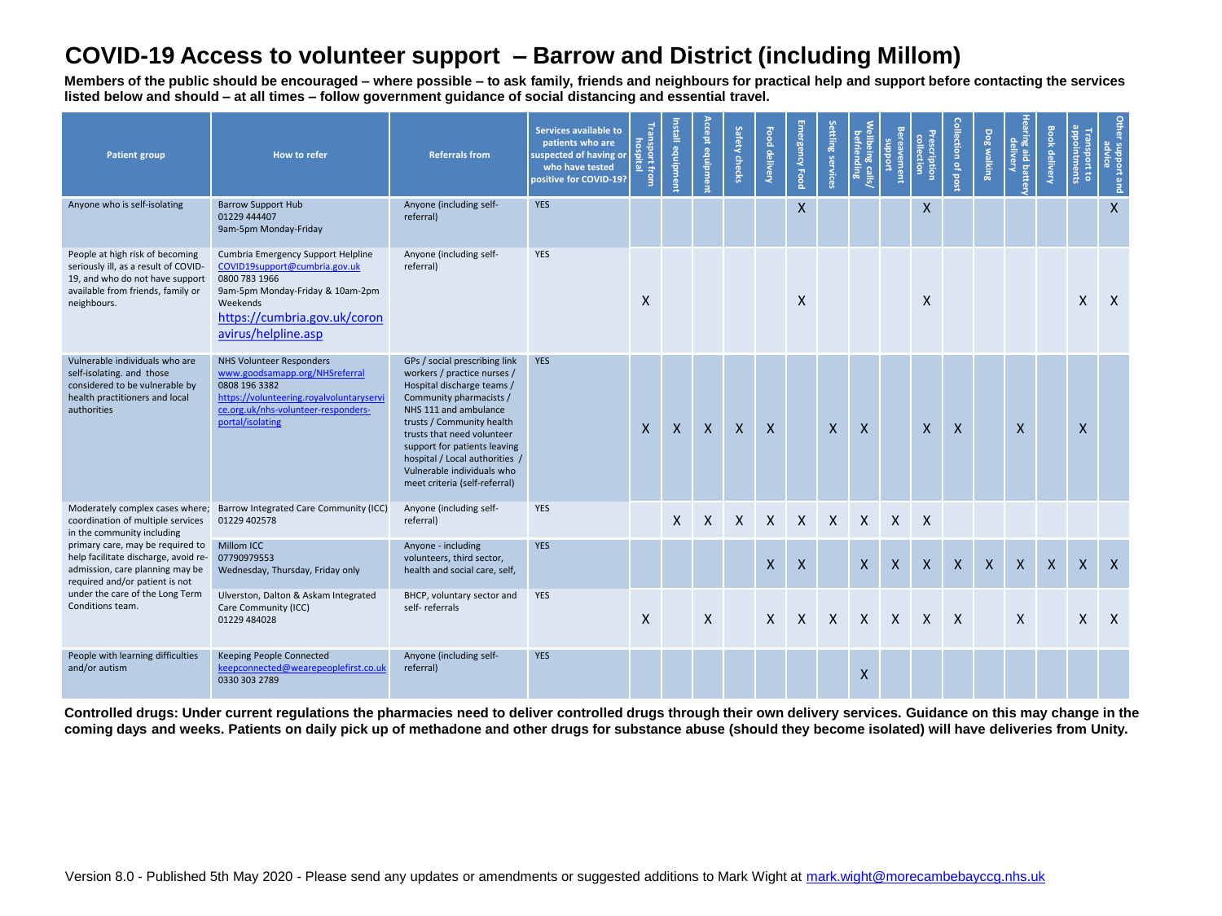# COVID-19 Access to volunteer support – Barrow and District (including Millom)

**Members of the public should be encouraged – where possible – to ask family, friends and neighbours for practical help and support before contacting the services listed below and should – at all times – follow government guidance of social distancing and essential travel.**

| Patient group | How to refer | Referrals from | Services available to patients who are suspected of having or who have tested positive for COVID-19? | Transport from hospital | Install equipment | Accept equipment | Safety checks | Food delivery | Emergency Food | Settling services | Wellbeing calls/ befriending | Bereavement support | Prescription collection | Collection of post | Dog walking | Hearing aid battery delivery | Book delivery | Transport to appointments | Other support and advice |
|---|---|---|---|---|---|---|---|---|---|---|---|---|---|---|---|---|---|---|---|
| Anyone who is self-isolating | Barrow Support Hub<br>01229 444407<br>9am-5pm Monday-Friday | Anyone (including self-referral) | YES | | | | | | X | | | | X | | | | | | X |
| People at high risk of becoming seriously ill, as a result of COVID-19, and who do not have support available from friends, family or neighbours. | Cumbria Emergency Support Helpline<br>COVID19support@cumbria.gov.uk<br>0800 783 1966<br>9am-5pm Monday-Friday & 10am-2pm Weekends<br>https://cumbria.gov.uk/coronavirus/helpline.asp | Anyone (including self-referral) | YES | X | | | | | X | | | | X | | | | | X | X |
| Vulnerable individuals who are self-isolating. and those considered to be vulnerable by health practitioners and local authorities | NHS Volunteer Responders<br>www.goodsamapp.org/NHSreferral<br>0808 196 3382<br>https://volunteering.royalvoluntaryservice.org.uk/nhs-volunteer-responders-portal/isolating | GPs / social prescribing link workers / practice nurses / Hospital discharge teams / Community pharmacists / NHS 111 and ambulance trusts / Community health trusts that need volunteer support for patients leaving hospital / Local authorities / Vulnerable individuals who meet criteria (self-referral) | YES | X | X | X | X | X | | X | X | | X | X | | X | | X | |
| Moderately complex cases where; coordination of multiple services in the community including primary care, may be required to help facilitate discharge, avoid re-admission, care planning may be required and/or patient is not under the care of the Long Term Conditions team. | Barrow Integrated Care Community (ICC)<br>01229 402578 | Anyone (including self-referral) | YES | | X | X | X | X | X | X | X | X | X | | | | | | |
| | Millom ICC<br>07790979553<br>Wednesday, Thursday, Friday only | Anyone - including volunteers, third sector, health and social care, self, | YES | | | | | X | X | | X | X | X | X | X | X | X | X | X |
| | Ulverston, Dalton & Askam Integrated Care Community (ICC)<br>01229 484028 | BHCP, voluntary sector and self- referrals | YES | X | | X | | X | X | X | X | X | X | X | | X | | X | X |
| People with learning difficulties and/or autism | Keeping People Connected<br>keepconnected@wearepeoplefirst.co.uk<br>0330 303 2789 | Anyone (including self-referral) | YES | | | | | | | | X | | | | | | | | |

**Controlled drugs: Under current regulations the pharmacies need to deliver controlled drugs through their own delivery services. Guidance on this may change in the coming days and weeks. Patients on daily pick up of methadone and other drugs for substance abuse (should they become isolated) will have deliveries from Unity.**

Version 8.0 - Published 5th May 2020 - Please send any updates or amendments or suggested additions to Mark Wight at mark.wight@morecambebayccg.nhs.uk